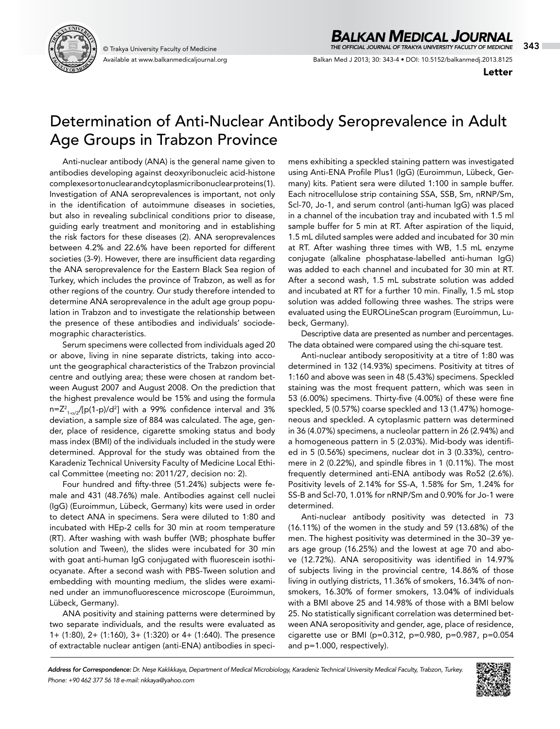Letter

# Determination of Anti-Nuclear Antibody Seroprevalence in Adult Age Groups in Trabzon Province

Anti-nuclear antibody (ANA) is the general name given to antibodies developing against deoxyribonucleic acid-histone complexesortonuclearandcytoplasmicribonuclearproteins(1). Investigation of ANA seroprevalences is important, not only in the identification of autoimmune diseases in societies, but also in revealing subclinical conditions prior to disease, guiding early treatment and monitoring and in establishing the risk factors for these diseases (2). ANA seroprevalences between 4.2% and 22.6% have been reported for different societies (3-9). However, there are insufficient data regarding the ANA seroprevalence for the Eastern Black Sea region of Turkey, which includes the province of Trabzon, as well as for other regions of the country. Our study therefore intended to determine ANA seroprevalence in the adult age group population in Trabzon and to investigate the relationship between the presence of these antibodies and individuals' sociodemographic characteristics.

Serum specimens were collected from individuals aged 20 or above, living in nine separate districts, taking into account the geographical characteristics of the Trabzon provincial centre and outlying area; these were chosen at random between August 2007 and August 2008. On the prediction that the highest prevalence would be 15% and using the formula $n=Z^2_{1-\alpha/2}/[p(1-p)/d^2]$ with a 99% confidence interval and 3% deviation, a sample size of 884 was calculated. The age, gender, place of residence, cigarette smoking status and body mass index (BMI) of the individuals included in the study were determined. Approval for the study was obtained from the Karadeniz Technical University Faculty of Medicine Local Ethical Committee (meeting no: 2011/27, decision no: 2).

Four hundred and fifty-three (51.24%) subjects were female and 431 (48.76%) male. Antibodies against cell nuclei (IgG) (Euroimmun, Lübeck, Germany) kits were used in order to detect ANA in specimens. Sera were diluted to 1:80 and incubated with HEp-2 cells for 30 min at room temperature (RT). After washing with wash buffer (WB; phosphate buffer solution and Tween), the slides were incubated for 30 min with goat anti-human IgG conjugated with fluorescein isothiocyanate. After a second wash with PBS-Tween solution and embedding with mounting medium, the slides were examined under an immunofluorescence microscope (Euroimmun, Lübeck, Germany).

ANA positivity and staining patterns were determined by two separate individuals, and the results were evaluated as 1+ (1:80), 2+ (1:160), 3+ (1:320) or 4+ (1:640). The presence of extractable nuclear antigen (anti-ENA) antibodies in specimens exhibiting a speckled staining pattern was investigated using Anti-ENA Profile Plus1 (IgG) (Euroimmun, Lübeck, Germany) kits. Patient sera were diluted 1:100 in sample buffer. Each nitrocellulose strip containing SSA, SSB, Sm, nRNP/Sm, Scl-70, Jo-1, and serum control (anti-human IgG) was placed in a channel of the incubation tray and incubated with 1.5 ml sample buffer for 5 min at RT. After aspiration of the liquid, 1.5 mL diluted samples were added and incubated for 30 min at RT. After washing three times with WB, 1.5 mL enzyme conjugate (alkaline phosphatase-labelled anti-human IgG) was added to each channel and incubated for 30 min at RT. After a second wash, 1.5 mL substrate solution was added and incubated at RT for a further 10 min. Finally, 1.5 mL stop solution was added following three washes. The strips were evaluated using the EUROLineScan program (Euroimmun, Lubeck, Germany).

Descriptive data are presented as number and percentages. The data obtained were compared using the chi-square test.

Anti-nuclear antibody seropositivity at a titre of 1:80 was determined in 132 (14.93%) specimens. Positivity at titres of 1:160 and above was seen in 48 (5.43%) specimens. Speckled staining was the most frequent pattern, which was seen in 53 (6.00%) specimens. Thirty-five (4.00%) of these were fine speckled, 5 (0.57%) coarse speckled and 13 (1.47%) homogeneous and speckled. A cytoplasmic pattern was determined in 36 (4.07%) specimens, a nucleolar pattern in 26 (2.94%) and a homogeneous pattern in 5 (2.03%). Mid-body was identified in 5 (0.56%) specimens, nuclear dot in 3 (0.33%), centromere in 2 (0.22%), and spindle fibres in 1 (0.11%). The most frequently determined anti-ENA antibody was Ro52 (2.6%). Positivity levels of 2.14% for SS-A, 1.58% for Sm, 1.24% for SS-B and Scl-70, 1.01% for nRNP/Sm and 0.90% for Jo-1 were determined.

Anti-nuclear antibody positivity was detected in 73 (16.11%) of the women in the study and 59 (13.68%) of the men. The highest positivity was determined in the 30–39 years age group (16.25%) and the lowest at age 70 and above (12.72%). ANA seropositivity was identified in 14.97% of subjects living in the provincial centre, 14.86% of those living in outlying districts, 11.36% of smokers, 16.34% of non-smokers, 16.30% of former smokers, 13.04% of individuals with a BMI above 25 and 14.98% of those with a BMI below 25. No statistically significant correlation was determined between ANA seropositivity and gender, age, place of residence, cigarette use or BMI (p=0.312, p=0.980, p=0.987, p=0.054 and p=1.000, respectively).

*Address for Correspondence: Dr. Neşe Kaklıkkaya, Department of Medical Microbiology, Karadeniz Technical University Medical Faculty, Trabzon, Turkey. Phone: +90 462 377 56 18 e-mail: nkkaya@yahoo.com*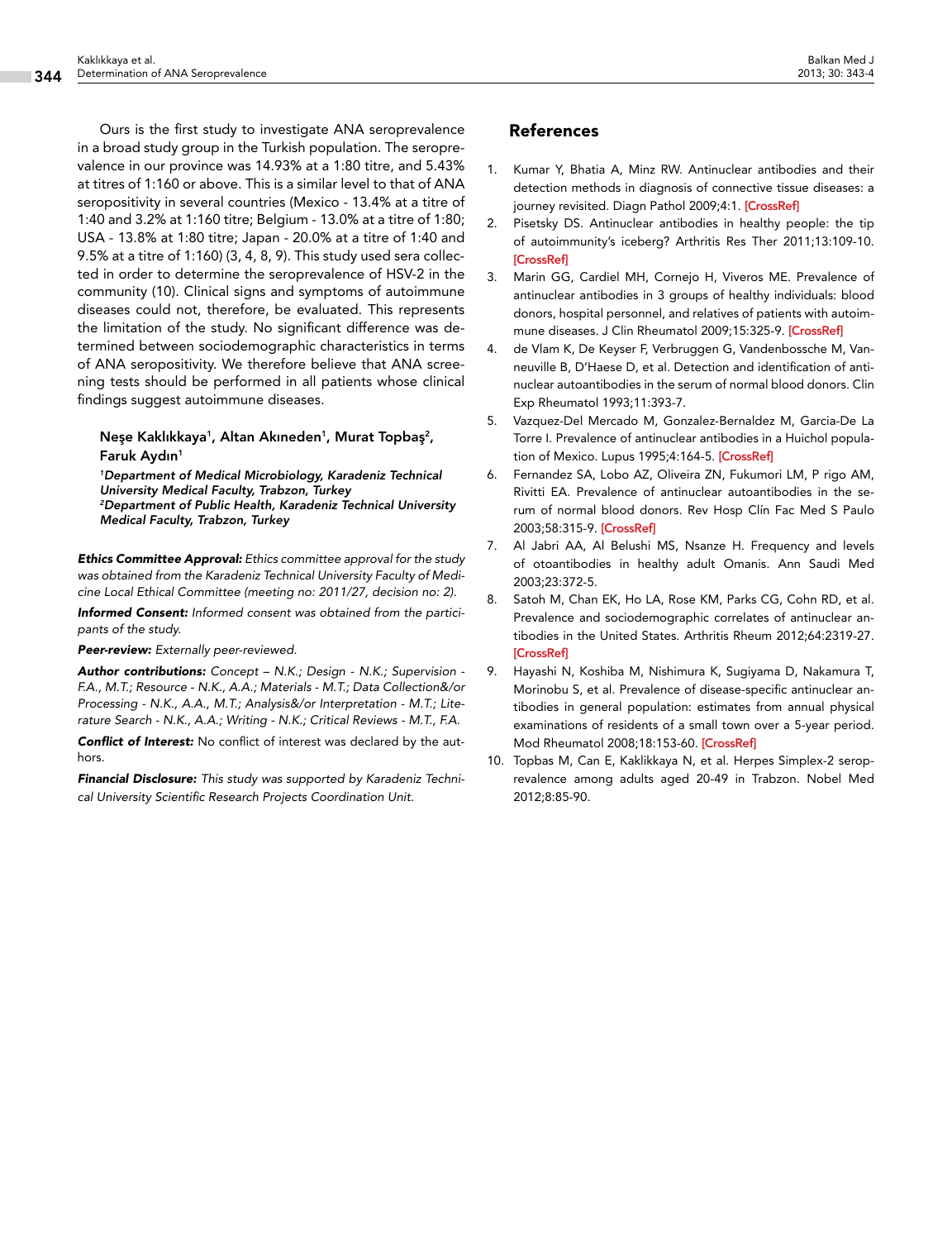Ours is the first study to investigate ANA seroprevalence in a broad study group in the Turkish population. The seroprevalence in our province was 14.93% at a 1:80 titre, and 5.43% at titres of 1:160 or above. This is a similar level to that of ANA seropositivity in several countries (Mexico - 13.4% at a titre of 1:40 and 3.2% at 1:160 titre; Belgium - 13.0% at a titre of 1:80; USA - 13.8% at 1:80 titre; Japan - 20.0% at a titre of 1:40 and 9.5% at a titre of 1:160) (3, 4, 8, 9). This study used sera collected in order to determine the seroprevalence of HSV-2 in the community (10). Clinical signs and symptoms of autoimmune diseases could not, therefore, be evaluated. This represents the limitation of the study. No significant difference was determined between sociodemographic characteristics in terms of ANA seropositivity. We therefore believe that ANA screening tests should be performed in all patients whose clinical findings suggest autoimmune diseases.

**Neşe Kaklıkkaya[1], Altan Akıneden[1], Murat Topbaş[2], Faruk Aydın[1]**

[1]*Department of Medical Microbiology, Karadeniz Technical University Medical Faculty, Trabzon, Turkey*
[2]*Department of Public Health, Karadeniz Technical University Medical Faculty, Trabzon, Turkey*

***Ethics Committee Approval:*** *Ethics committee approval for the study was obtained from the Karadeniz Technical University Faculty of Medicine Local Ethical Committee (meeting no: 2011/27, decision no: 2).*

***Informed Consent:*** *Informed consent was obtained from the participants of the study.*

***Peer-review:*** *Externally peer-reviewed.*

***Author contributions:*** *Concept – N.K.; Design - N.K.; Supervision - F.A., M.T.; Resource - N.K., A.A.; Materials - M.T.; Data Collection&/or Processing - N.K., A.A., M.T.; Analysis&/or Interpretation - M.T.; Literature Search - N.K., A.A.; Writing - N.K.; Critical Reviews - M.T., F.A.*

***Conflict of Interest:*** No conflict of interest was declared by the authors.

***Financial Disclosure:*** *This study was supported by Karadeniz Technical University Scientific Research Projects Coordination Unit.*

## References

1. Kumar Y, Bhatia A, Minz RW. Antinuclear antibodies and their detection methods in diagnosis of connective tissue diseases: a journey revisited. Diagn Pathol 2009;4:1. [CrossRef]
2. Pisetsky DS. Antinuclear antibodies in healthy people: the tip of autoimmunity's iceberg? Arthritis Res Ther 2011;13:109-10. [CrossRef]
3. Marin GG, Cardiel MH, Cornejo H, Viveros ME. Prevalence of antinuclear antibodies in 3 groups of healthy individuals: blood donors, hospital personnel, and relatives of patients with autoimmune diseases. J Clin Rheumatol 2009;15:325-9. [CrossRef]
4. de Vlam K, De Keyser F, Verbruggen G, Vandenbossche M, Vanneuville B, D'Haese D, et al. Detection and identification of antinuclear autoantibodies in the serum of normal blood donors. Clin Exp Rheumatol 1993;11:393-7.
5. Vazquez-Del Mercado M, Gonzalez-Bernaldez M, Garcia-De La Torre I. Prevalence of antinuclear antibodies in a Huichol population of Mexico. Lupus 1995;4:164-5. [CrossRef]
6. Fernandez SA, Lobo AZ, Oliveira ZN, Fukumori LM, P rigo AM, Rivitti EA. Prevalence of antinuclear autoantibodies in the serum of normal blood donors. Rev Hosp Clín Fac Med S Paulo 2003;58:315-9. [CrossRef]
7. Al Jabri AA, Al Belushi MS, Nsanze H. Frequency and levels of otoantibodies in healthy adult Omanis. Ann Saudi Med 2003;23:372-5.
8. Satoh M, Chan EK, Ho LA, Rose KM, Parks CG, Cohn RD, et al. Prevalence and sociodemographic correlates of antinuclear antibodies in the United States. Arthritis Rheum 2012;64:2319-27. [CrossRef]
9. Hayashi N, Koshiba M, Nishimura K, Sugiyama D, Nakamura T, Morinobu S, et al. Prevalence of disease-specific antinuclear antibodies in general population: estimates from annual physical examinations of residents of a small town over a 5-year period. Mod Rheumatol 2008;18:153-60. [CrossRef]
10. Topbas M, Can E, Kaklikkaya N, et al. Herpes Simplex-2 seroprevalence among adults aged 20-49 in Trabzon. Nobel Med 2012;8:85-90.